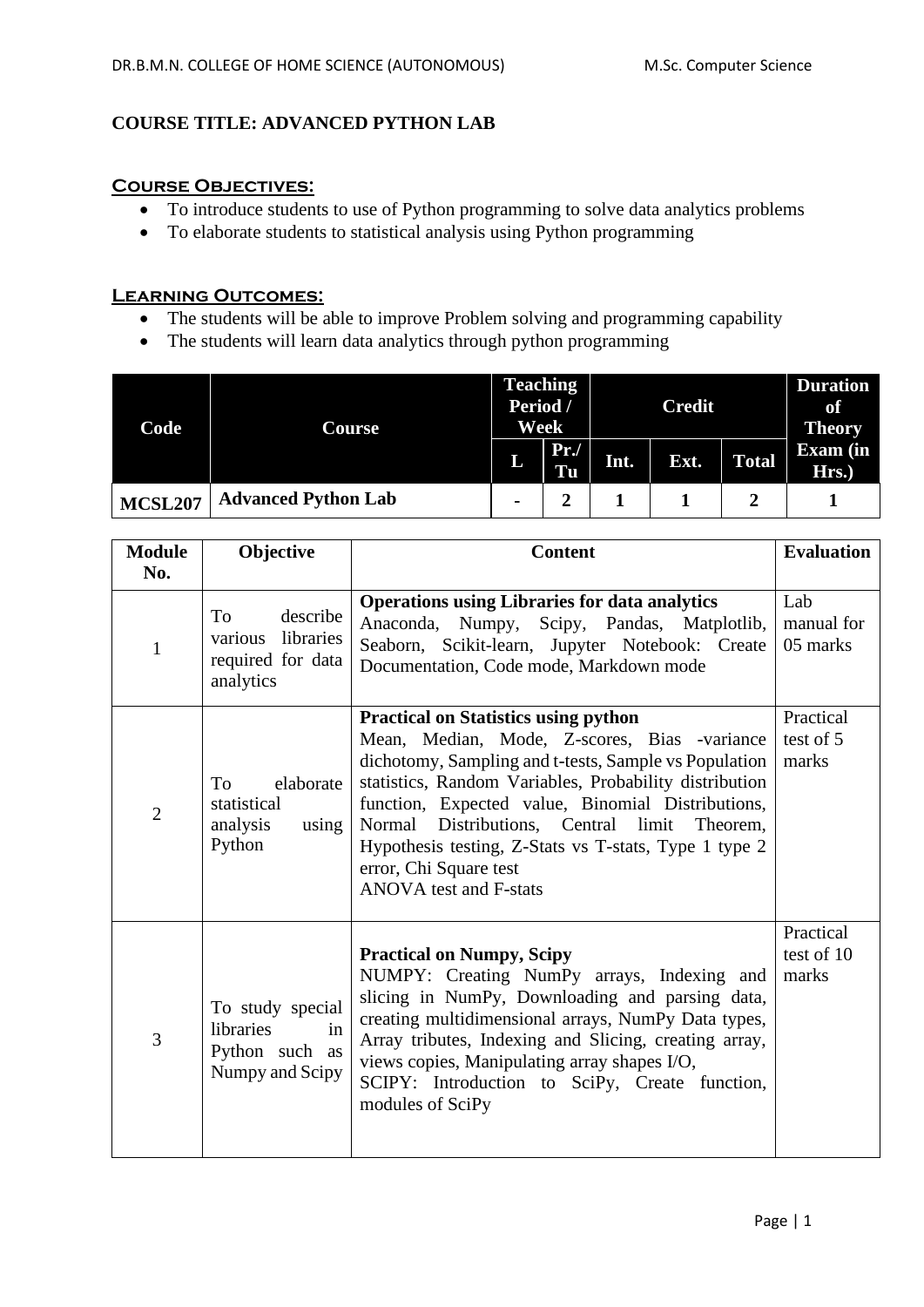**COURSE TITLE: ADVANCED PYTHON LAB**

## Course Objectives:

- To introduce students to use of Python programming to solve data analytics problems
- To elaborate students to statistical analysis using Python programming

## Learning Outcomes:

- The students will be able to improve Problem solving and programming capability
- The students will learn data analytics through python programming

| Code | Course | Teaching Period / Week | | Credit | | | Duration of Theory Exam (in Hrs.) |
|---|---|---|---|---|---|---|---|
| | | L | Pr./ Tu | Int. | Ext. | Total | |
| MCSL207 | Advanced Python Lab | - | 2 | 1 | 1 | 2 | 1 |

| Module No. | Objective | Content | Evaluation |
|---|---|---|---|
| 1 | To describe various libraries required for data analytics | **Operations using Libraries for data analytics** Anaconda, Numpy, Scipy, Pandas, Matplotlib, Seaborn, Scikit-learn, Jupyter Notebook: Create Documentation, Code mode, Markdown mode | Lab manual for 05 marks |
| 2 | To elaborate statistical analysis using Python | **Practical on Statistics using python** Mean, Median, Mode, Z-scores, Bias -variance dichotomy, Sampling and t-tests, Sample vs Population statistics, Random Variables, Probability distribution function, Expected value, Binomial Distributions, Normal Distributions, Central limit Theorem, Hypothesis testing, Z-Stats vs T-stats, Type 1 type 2 error, Chi Square test ANOVA test and F-stats | Practical test of 5 marks |
| 3 | To study special libraries in Python such as Numpy and Scipy | **Practical on Numpy, Scipy** NUMPY: Creating NumPy arrays, Indexing and slicing in NumPy, Downloading and parsing data, creating multidimensional arrays, NumPy Data types, Array tributes, Indexing and Slicing, creating array, views copies, Manipulating array shapes I/O, SCIPY: Introduction to SciPy, Create function, modules of SciPy | Practical test of 10 marks |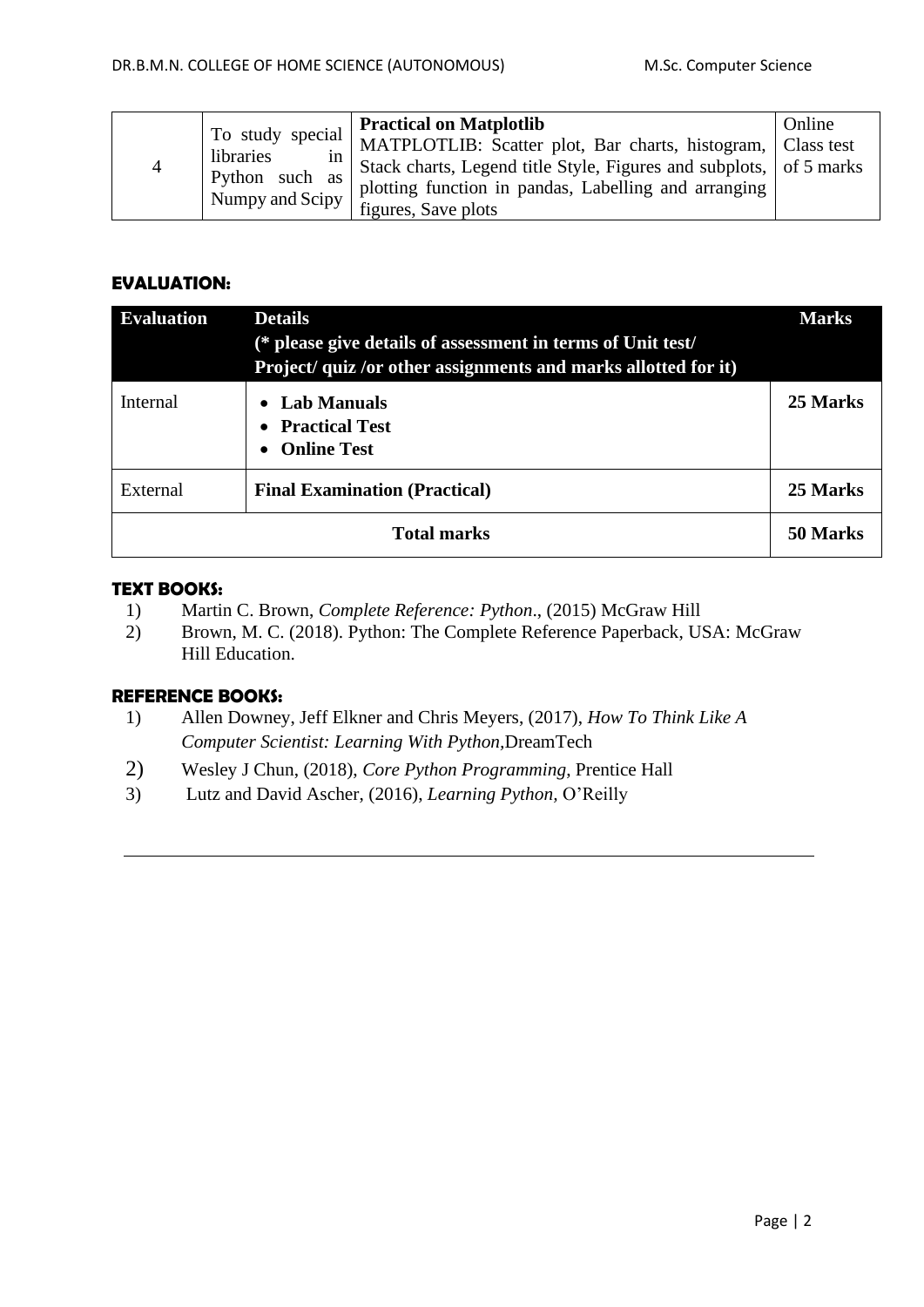| | | | |
|---|---|---|---|
| 4 | To study special libraries in Python such as Numpy and Scipy | **Practical on Matplotlib** MATPLOTLIB: Scatter plot, Bar charts, histogram, Stack charts, Legend title Style, Figures and subplots, plotting function in pandas, Labelling and arranging figures, Save plots | Online Class test of 5 marks |

## EVALUATION:

| Evaluation | Details (* please give details of assessment in terms of Unit test/ Project/ quiz /or other assignments and marks allotted for it) | Marks |
|---|---|---|
| Internal | • **Lab Manuals** • **Practical Test** • **Online Test** | **25 Marks** |
| External | **Final Examination (Practical)** | **25 Marks** |
| **Total marks** | | **50 Marks** |

## TEXT BOOKS:

1) Martin C. Brown, *Complete Reference: Python*., (2015) McGraw Hill
2) Brown, M. C. (2018). Python: The Complete Reference Paperback, USA: McGraw Hill Education.

## REFERENCE BOOKS:

1) Allen Downey, Jeff Elkner and Chris Meyers, (2017), *How To Think Like A Computer Scientist: Learning With Python*,DreamTech
2) Wesley J Chun, (2018), *Core Python Programming*, Prentice Hall
3) Lutz and David Ascher, (2016), *Learning Python*, O'Reilly